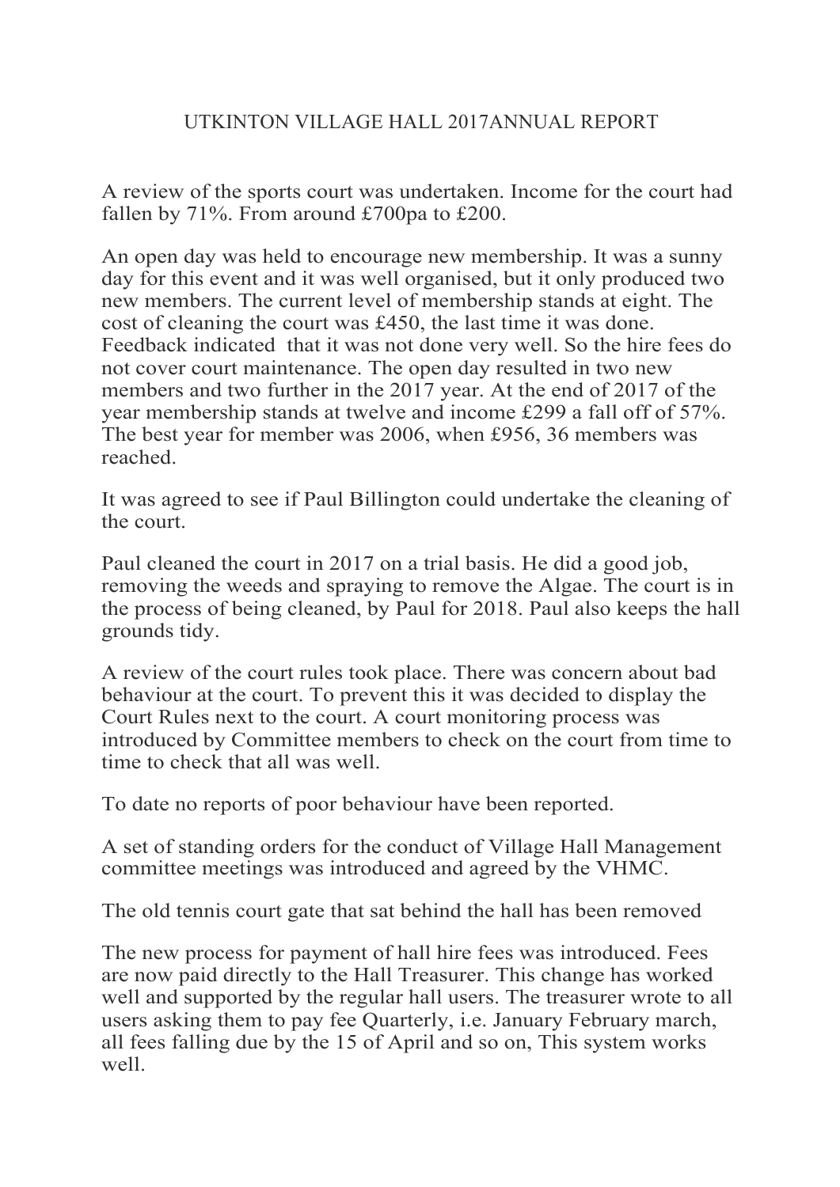# UTKINTON VILLAGE HALL 2017ANNUAL REPORT

A review of the sports court was undertaken. Income for the court had fallen by 71%. From around £700pa to £200.

An open day was held to encourage new membership. It was a sunny day for this event and it was well organised, but it only produced two new members. The current level of membership stands at eight. The cost of cleaning the court was £450, the last time it was done. Feedback indicated that it was not done very well. So the hire fees do not cover court maintenance. The open day resulted in two new members and two further in the 2017 year. At the end of 2017 of the year membership stands at twelve and income £299 a fall off of 57%. The best year for member was 2006, when £956, 36 members was reached.

It was agreed to see if Paul Billington could undertake the cleaning of the court.

Paul cleaned the court in 2017 on a trial basis. He did a good job, removing the weeds and spraying to remove the Algae. The court is in the process of being cleaned, by Paul for 2018. Paul also keeps the hall grounds tidy.

A review of the court rules took place. There was concern about bad behaviour at the court. To prevent this it was decided to display the Court Rules next to the court. A court monitoring process was introduced by Committee members to check on the court from time to time to check that all was well.

To date no reports of poor behaviour have been reported.

A set of standing orders for the conduct of Village Hall Management committee meetings was introduced and agreed by the VHMC.

The old tennis court gate that sat behind the hall has been removed

The new process for payment of hall hire fees was introduced. Fees are now paid directly to the Hall Treasurer. This change has worked well and supported by the regular hall users. The treasurer wrote to all users asking them to pay fee Quarterly, i.e. January February march, all fees falling due by the 15 of April and so on, This system works well.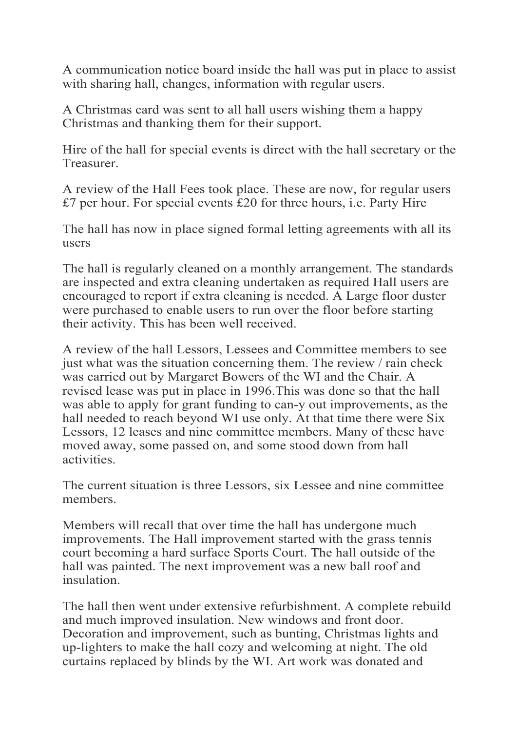A communication notice board inside the hall was put in place to assist with sharing hall, changes, information with regular users.

A Christmas card was sent to all hall users wishing them a happy Christmas and thanking them for their support.

Hire of the hall for special events is direct with the hall secretary or the Treasurer.

A review of the Hall Fees took place. These are now, for regular users £7 per hour. For special events £20 for three hours, i.e. Party Hire

The hall has now in place signed formal letting agreements with all its users

The hall is regularly cleaned on a monthly arrangement. The standards are inspected and extra cleaning undertaken as required Hall users are encouraged to report if extra cleaning is needed. A Large floor duster were purchased to enable users to run over the floor before starting their activity. This has been well received.

A review of the hall Lessors, Lessees and Committee members to see just what was the situation concerning them. The review / rain check was carried out by Margaret Bowers of the WI and the Chair. A revised lease was put in place in 1996.This was done so that the hall was able to apply for grant funding to can-y out improvements, as the hall needed to reach beyond WI use only. At that time there were Six Lessors, 12 leases and nine committee members. Many of these have moved away, some passed on, and some stood down from hall activities.

The current situation is three Lessors, six Lessee and nine committee members.

Members will recall that over time the hall has undergone much improvements. The Hall improvement started with the grass tennis court becoming a hard surface Sports Court. The hall outside of the hall was painted. The next improvement was a new ball roof and insulation.

The hall then went under extensive refurbishment. A complete rebuild and much improved insulation. New windows and front door. Decoration and improvement, such as bunting, Christmas lights and up-lighters to make the hall cozy and welcoming at night. The old curtains replaced by blinds by the WI. Art work was donated and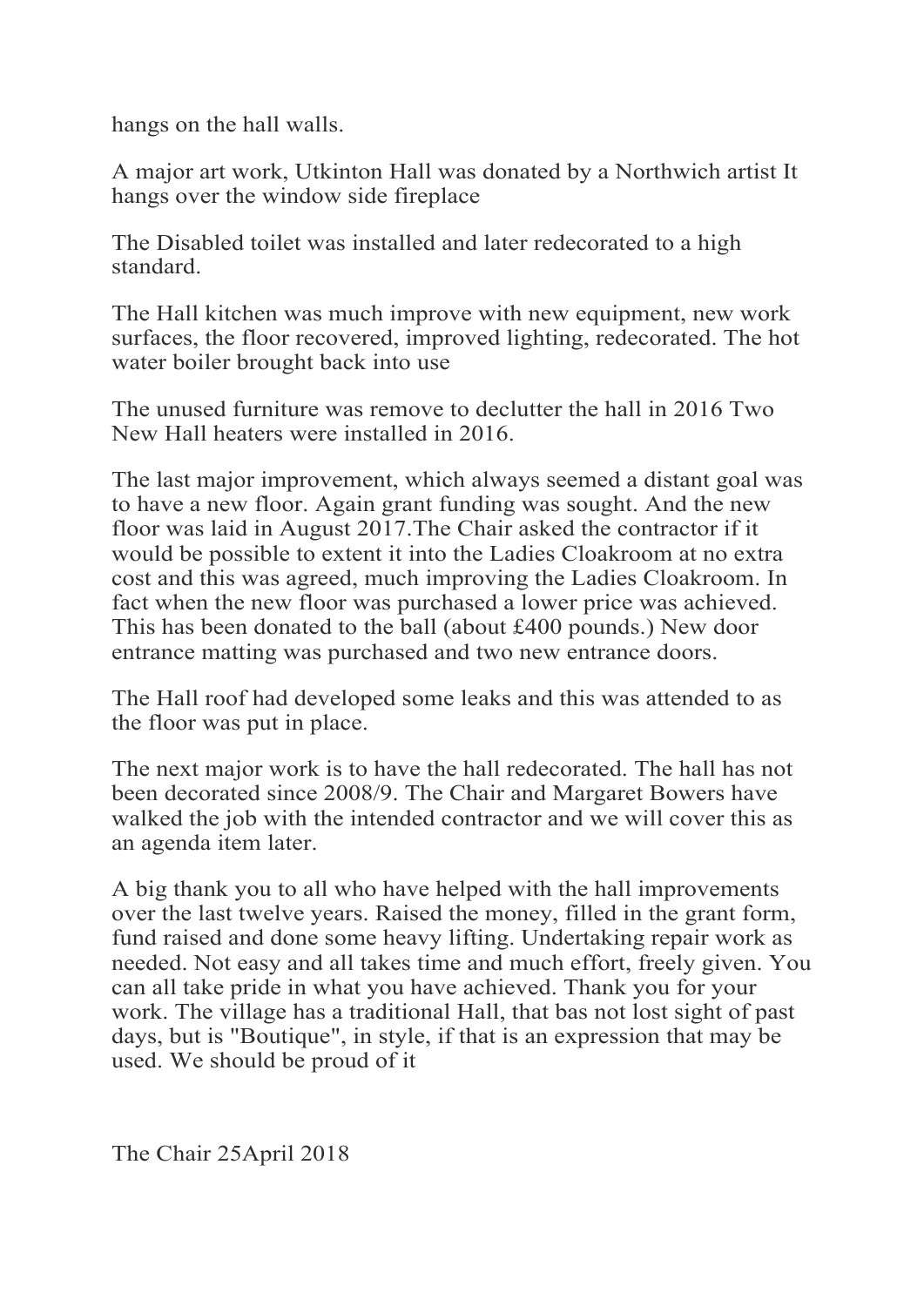hangs on the hall walls.

A major art work, Utkinton Hall was donated by a Northwich artist It hangs over the window side fireplace

The Disabled toilet was installed and later redecorated to a high standard.

The Hall kitchen was much improve with new equipment, new work surfaces, the floor recovered, improved lighting, redecorated. The hot water boiler brought back into use

The unused furniture was remove to declutter the hall in 2016 Two New Hall heaters were installed in 2016.

The last major improvement, which always seemed a distant goal was to have a new floor. Again grant funding was sought. And the new floor was laid in August 2017.The Chair asked the contractor if it would be possible to extent it into the Ladies Cloakroom at no extra cost and this was agreed, much improving the Ladies Cloakroom. In fact when the new floor was purchased a lower price was achieved. This has been donated to the ball (about £400 pounds.) New door entrance matting was purchased and two new entrance doors.

The Hall roof had developed some leaks and this was attended to as the floor was put in place.

The next major work is to have the hall redecorated. The hall has not been decorated since 2008/9. The Chair and Margaret Bowers have walked the job with the intended contractor and we will cover this as an agenda item later.

A big thank you to all who have helped with the hall improvements over the last twelve years. Raised the money, filled in the grant form, fund raised and done some heavy lifting. Undertaking repair work as needed. Not easy and all takes time and much effort, freely given. You can all take pride in what you have achieved. Thank you for your work. The village has a traditional Hall, that bas not lost sight of past days, but is "Boutique", in style, if that is an expression that may be used. We should be proud of it

The Chair 25April 2018